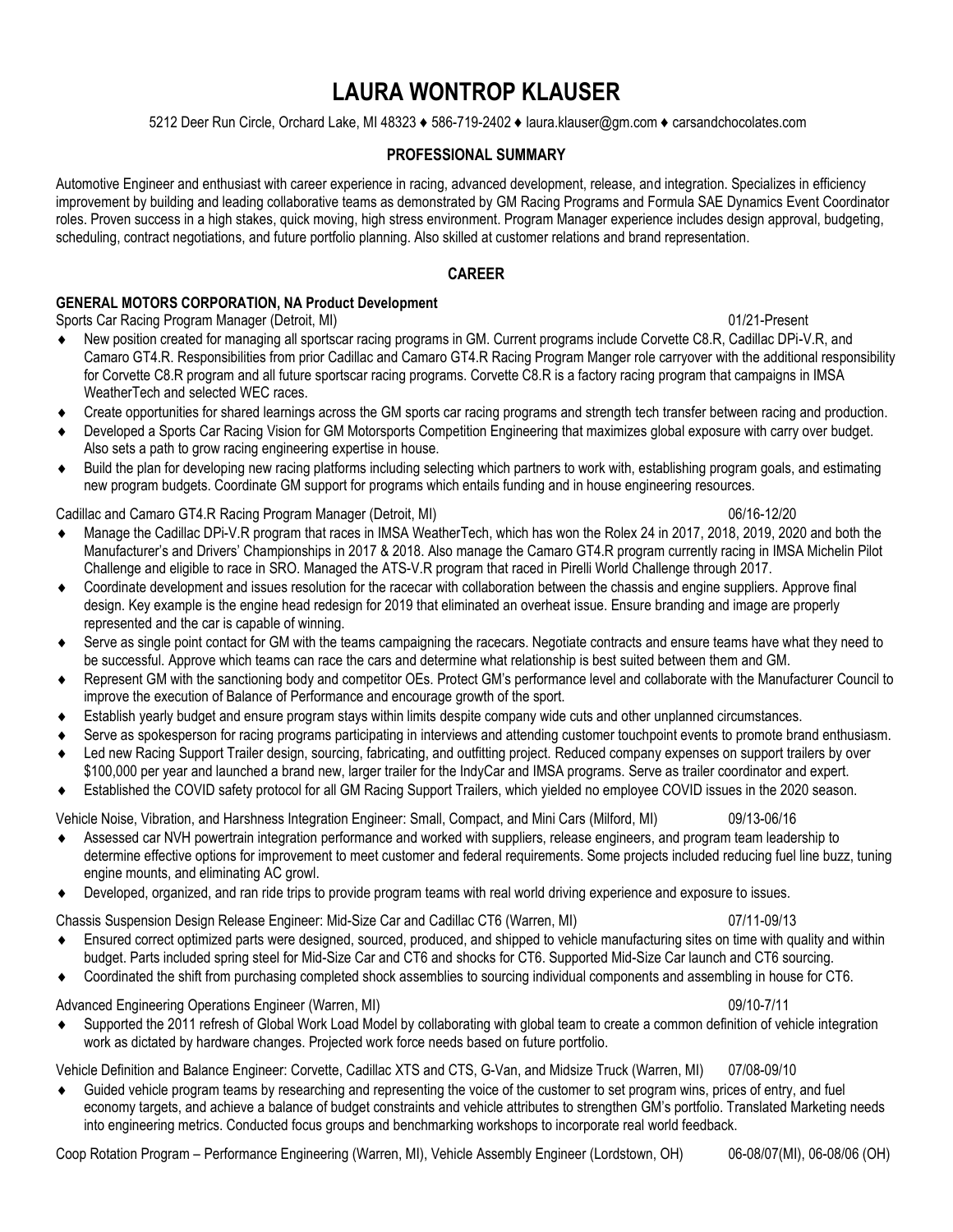# LAURA WONTROP KLAUSER

5212 Deer Run Circle, Orchard Lake, MI 48323 ♦ 586-719-2402 ♦ laura.klauser@gm.com ♦ carsandchocolates.com

## PROFESSIONAL SUMMARY

Automotive Engineer and enthusiast with career experience in racing, advanced development, release, and integration. Specializes in efficiency improvement by building and leading collaborative teams as demonstrated by GM Racing Programs and Formula SAE Dynamics Event Coordinator roles. Proven success in a high stakes, quick moving, high stress environment. Program Manager experience includes design approval, budgeting, scheduling, contract negotiations, and future portfolio planning. Also skilled at customer relations and brand representation.

## CAREER

### GENERAL MOTORS CORPORATION, NA Product Development

Sports Car Racing Program Manager (Detroit, MI) 01/21-Present

- New position created for managing all sportscar racing programs in GM. Current programs include Corvette C8.R, Cadillac DPi-V.R, and Camaro GT4.R. Responsibilities from prior Cadillac and Camaro GT4.R Racing Program Manger role carryover with the additional responsibility for Corvette C8.R program and all future sportscar racing programs. Corvette C8.R is a factory racing program that campaigns in IMSA WeatherTech and selected WEC races.
- Create opportunities for shared learnings across the GM sports car racing programs and strength tech transfer between racing and production.
- Developed a Sports Car Racing Vision for GM Motorsports Competition Engineering that maximizes global exposure with carry over budget. Also sets a path to grow racing engineering expertise in house.
- Build the plan for developing new racing platforms including selecting which partners to work with, establishing program goals, and estimating new program budgets. Coordinate GM support for programs which entails funding and in house engineering resources.

Cadillac and Camaro GT4.R Racing Program Manager (Detroit, MI) 06/16-12/20

- Manage the Cadillac DPi-V.R program that races in IMSA WeatherTech, which has won the Rolex 24 in 2017, 2018, 2019, 2020 and both the Manufacturer's and Drivers' Championships in 2017 & 2018. Also manage the Camaro GT4.R program currently racing in IMSA Michelin Pilot Challenge and eligible to race in SRO. Managed the ATS-V.R program that raced in Pirelli World Challenge through 2017.
- Coordinate development and issues resolution for the racecar with collaboration between the chassis and engine suppliers. Approve final design. Key example is the engine head redesign for 2019 that eliminated an overheat issue. Ensure branding and image are properly represented and the car is capable of winning.
- Serve as single point contact for GM with the teams campaigning the racecars. Negotiate contracts and ensure teams have what they need to be successful. Approve which teams can race the cars and determine what relationship is best suited between them and GM.
- Represent GM with the sanctioning body and competitor OEs. Protect GM's performance level and collaborate with the Manufacturer Council to improve the execution of Balance of Performance and encourage growth of the sport.
- Establish yearly budget and ensure program stays within limits despite company wide cuts and other unplanned circumstances.
- Serve as spokesperson for racing programs participating in interviews and attending customer touchpoint events to promote brand enthusiasm.
- Led new Racing Support Trailer design, sourcing, fabricating, and outfitting project. Reduced company expenses on support trailers by over $100,000 per year and launched a brand new, larger trailer for the IndyCar and IMSA programs. Serve as trailer coordinator and expert.
- Established the COVID safety protocol for all GM Racing Support Trailers, which yielded no employee COVID issues in the 2020 season.

Vehicle Noise, Vibration, and Harshness Integration Engineer: Small, Compact, and Mini Cars (Milford, MI) 09/13-06/16

- Assessed car NVH powertrain integration performance and worked with suppliers, release engineers, and program team leadership to determine effective options for improvement to meet customer and federal requirements. Some projects included reducing fuel line buzz, tuning engine mounts, and eliminating AC growl.
- Developed, organized, and ran ride trips to provide program teams with real world driving experience and exposure to issues.

Chassis Suspension Design Release Engineer: Mid-Size Car and Cadillac CT6 (Warren, MI) 07/11-09/13

- Ensured correct optimized parts were designed, sourced, produced, and shipped to vehicle manufacturing sites on time with quality and within budget. Parts included spring steel for Mid-Size Car and CT6 and shocks for CT6. Supported Mid-Size Car launch and CT6 sourcing.
- Coordinated the shift from purchasing completed shock assemblies to sourcing individual components and assembling in house for CT6.

Advanced Engineering Operations Engineer (Warren, MI) 09/10-7/11

- Supported the 2011 refresh of Global Work Load Model by collaborating with global team to create a common definition of vehicle integration work as dictated by hardware changes. Projected work force needs based on future portfolio.

Vehicle Definition and Balance Engineer: Corvette, Cadillac XTS and CTS, G-Van, and Midsize Truck (Warren, MI) 07/08-09/10

- Guided vehicle program teams by researching and representing the voice of the customer to set program wins, prices of entry, and fuel economy targets, and achieve a balance of budget constraints and vehicle attributes to strengthen GM's portfolio. Translated Marketing needs into engineering metrics. Conducted focus groups and benchmarking workshops to incorporate real world feedback.

Coop Rotation Program – Performance Engineering (Warren, MI), Vehicle Assembly Engineer (Lordstown, OH) 06-08/07(MI), 06-08/06 (OH)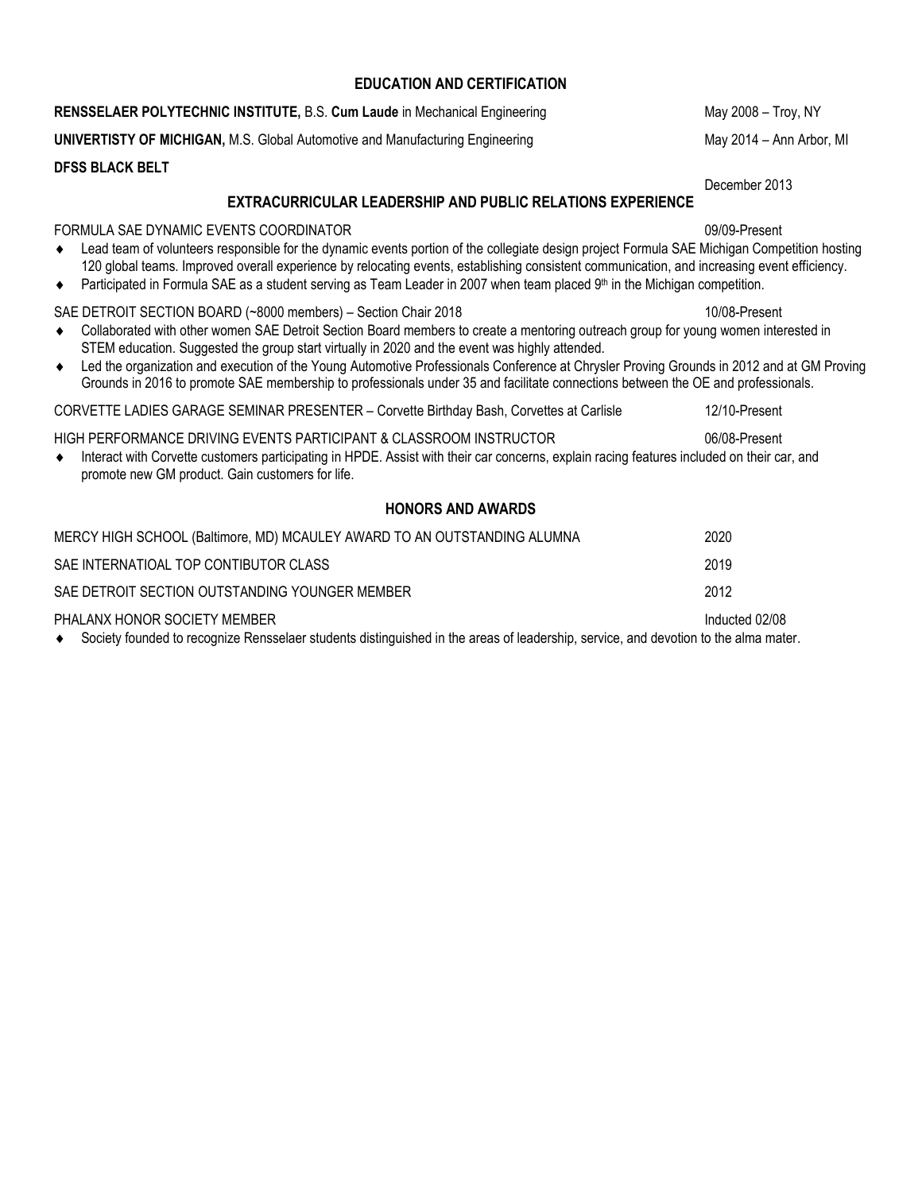## EDUCATION AND CERTIFICATION

**RENSSELAER POLYTECHNIC INSTITUTE,** B.S. **Cum Laude** in Mechanical Engineering — May 2008 – Troy, NY

**UNIVERTISTY OF MICHIGAN,** M.S. Global Automotive and Manufacturing Engineering — May 2014 – Ann Arbor, MI

**DFSS BLACK BELT** — December 2013

## EXTRACURRICULAR LEADERSHIP AND PUBLIC RELATIONS EXPERIENCE

FORMULA SAE DYNAMIC EVENTS COORDINATOR — 09/09-Present

- Lead team of volunteers responsible for the dynamic events portion of the collegiate design project Formula SAE Michigan Competition hosting 120 global teams. Improved overall experience by relocating events, establishing consistent communication, and increasing event efficiency.
- Participated in Formula SAE as a student serving as Team Leader in 2007 when team placed 9th in the Michigan competition.

SAE DETROIT SECTION BOARD (~8000 members) – Section Chair 2018 — 10/08-Present

- Collaborated with other women SAE Detroit Section Board members to create a mentoring outreach group for young women interested in STEM education. Suggested the group start virtually in 2020 and the event was highly attended.
- Led the organization and execution of the Young Automotive Professionals Conference at Chrysler Proving Grounds in 2012 and at GM Proving Grounds in 2016 to promote SAE membership to professionals under 35 and facilitate connections between the OE and professionals.

CORVETTE LADIES GARAGE SEMINAR PRESENTER – Corvette Birthday Bash, Corvettes at Carlisle — 12/10-Present

HIGH PERFORMANCE DRIVING EVENTS PARTICIPANT & CLASSROOM INSTRUCTOR — 06/08-Present

- Interact with Corvette customers participating in HPDE. Assist with their car concerns, explain racing features included on their car, and promote new GM product. Gain customers for life.

## HONORS AND AWARDS

MERCY HIGH SCHOOL (Baltimore, MD) MCAULEY AWARD TO AN OUTSTANDING ALUMNA — 2020

SAE INTERNATIOAL TOP CONTIBUTOR CLASS — 2019

SAE DETROIT SECTION OUTSTANDING YOUNGER MEMBER — 2012

PHALANX HONOR SOCIETY MEMBER — Inducted 02/08

- Society founded to recognize Rensselaer students distinguished in the areas of leadership, service, and devotion to the alma mater.